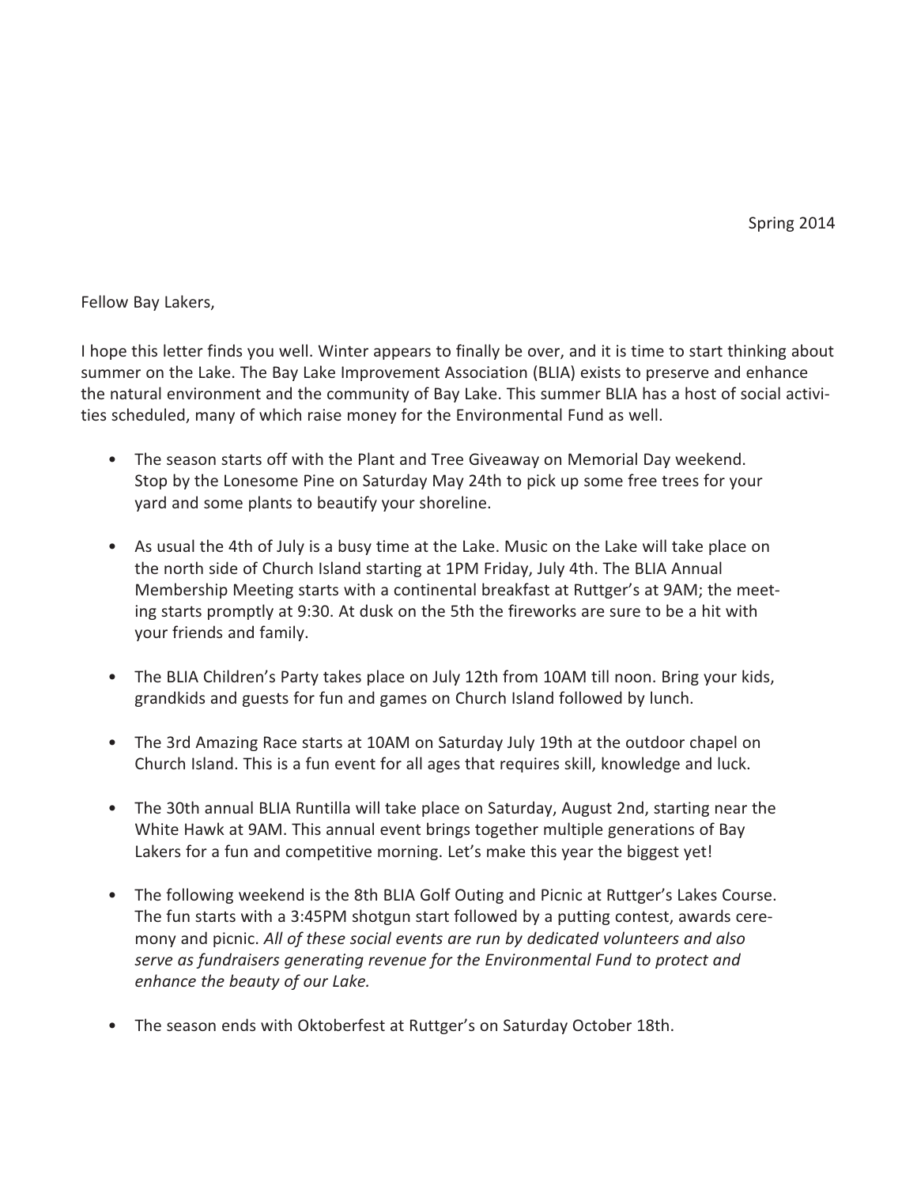Spring 2014

Fellow Bay Lakers,

I hope this letter finds you well. Winter appears to finally be over, and it is time to start thinking about summer on the Lake. The Bay Lake Improvement Association (BLIA) exists to preserve and enhance the natural environment and the community of Bay Lake. This summer BLIA has a host of social activities scheduled, many of which raise money for the Environmental Fund as well.

- The season starts off with the Plant and Tree Giveaway on Memorial Day weekend. Stop by the Lonesome Pine on Saturday May 24th to pick up some free trees for your yard and some plants to beautify your shoreline.

- As usual the 4th of July is a busy time at the Lake. Music on the Lake will take place on the north side of Church Island starting at 1PM Friday, July 4th. The BLIA Annual Membership Meeting starts with a continental breakfast at Ruttger's at 9AM; the meeting starts promptly at 9:30. At dusk on the 5th the fireworks are sure to be a hit with your friends and family.

- The BLIA Children's Party takes place on July 12th from 10AM till noon. Bring your kids, grandkids and guests for fun and games on Church Island followed by lunch.

- The 3rd Amazing Race starts at 10AM on Saturday July 19th at the outdoor chapel on Church Island. This is a fun event for all ages that requires skill, knowledge and luck.

- The 30th annual BLIA Runtilla will take place on Saturday, August 2nd, starting near the White Hawk at 9AM. This annual event brings together multiple generations of Bay Lakers for a fun and competitive morning. Let's make this year the biggest yet!

- The following weekend is the 8th BLIA Golf Outing and Picnic at Ruttger's Lakes Course. The fun starts with a 3:45PM shotgun start followed by a putting contest, awards ceremony and picnic. *All of these social events are run by dedicated volunteers and also serve as fundraisers generating revenue for the Environmental Fund to protect and enhance the beauty of our Lake.*

- The season ends with Oktoberfest at Ruttger's on Saturday October 18th.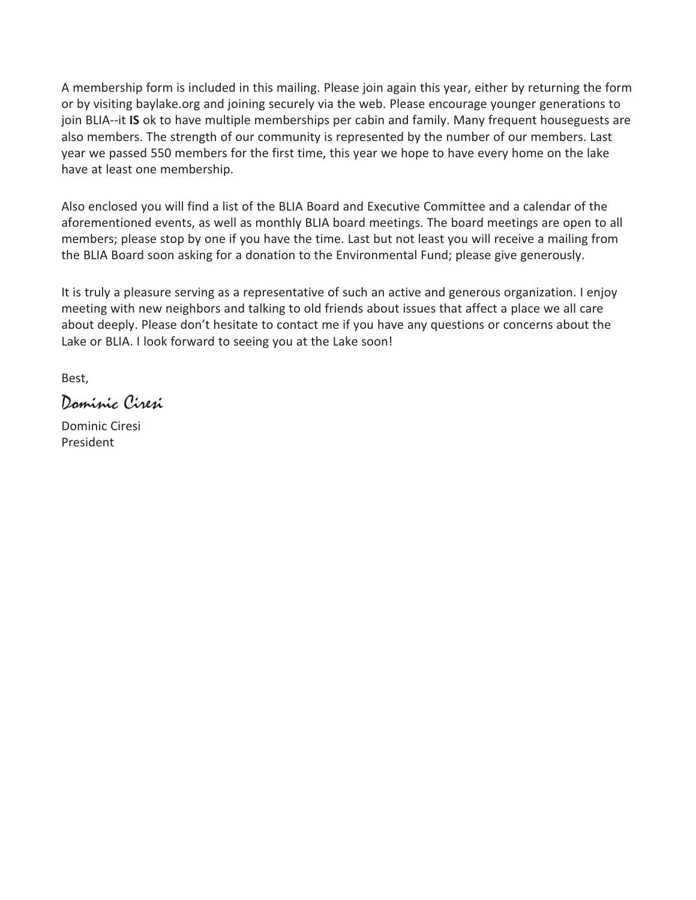A membership form is included in this mailing. Please join again this year, either by returning the form or by visiting baylake.org and joining securely via the web. Please encourage younger generations to join BLIA--it **IS** ok to have multiple memberships per cabin and family. Many frequent houseguests are also members. The strength of our community is represented by the number of our members. Last year we passed 550 members for the first time, this year we hope to have every home on the lake have at least one membership.

Also enclosed you will find a list of the BLIA Board and Executive Committee and a calendar of the aforementioned events, as well as monthly BLIA board meetings. The board meetings are open to all members; please stop by one if you have the time. Last but not least you will receive a mailing from the BLIA Board soon asking for a donation to the Environmental Fund; please give generously.

It is truly a pleasure serving as a representative of such an active and generous organization. I enjoy meeting with new neighbors and talking to old friends about issues that affect a place we all care about deeply. Please don't hesitate to contact me if you have any questions or concerns about the Lake or BLIA. I look forward to seeing you at the Lake soon!

Best,

*Dominic Ciresi*

Dominic Ciresi
President